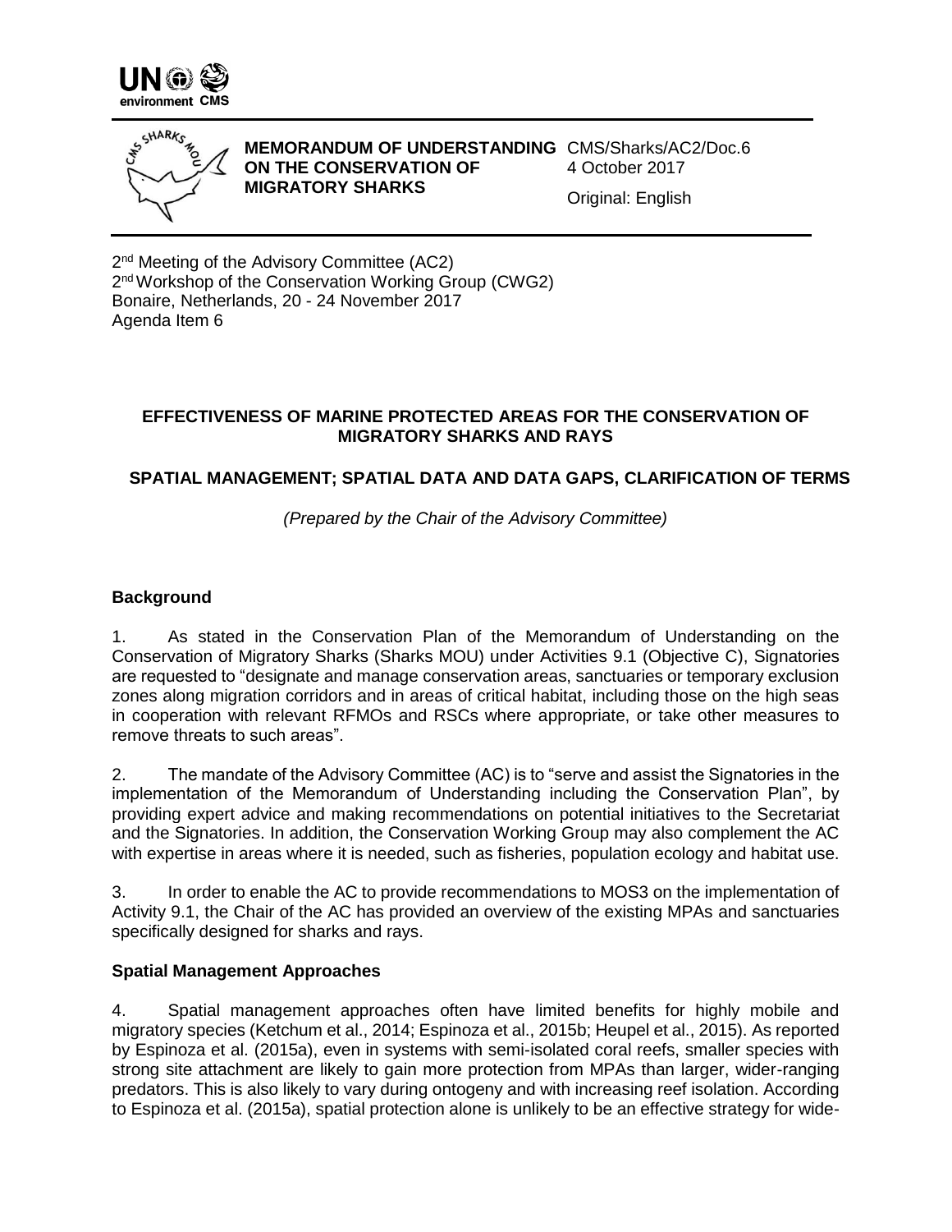**MEMORANDUM OF UNDERSTANDING ON THE CONSERVATION OF MIGRATORY SHARKS**

CMS/Sharks/AC2/Doc.6
4 October 2017
Original: English

2nd Meeting of the Advisory Committee (AC2)
2nd Workshop of the Conservation Working Group (CWG2)
Bonaire, Netherlands, 20 - 24 November 2017
Agenda Item 6

# EFFECTIVENESS OF MARINE PROTECTED AREAS FOR THE CONSERVATION OF MIGRATORY SHARKS AND RAYS

## SPATIAL MANAGEMENT; SPATIAL DATA AND DATA GAPS, CLARIFICATION OF TERMS

*(Prepared by the Chair of the Advisory Committee)*

### Background

1. As stated in the Conservation Plan of the Memorandum of Understanding on the Conservation of Migratory Sharks (Sharks MOU) under Activities 9.1 (Objective C), Signatories are requested to "designate and manage conservation areas, sanctuaries or temporary exclusion zones along migration corridors and in areas of critical habitat, including those on the high seas in cooperation with relevant RFMOs and RSCs where appropriate, or take other measures to remove threats to such areas".

2. The mandate of the Advisory Committee (AC) is to "serve and assist the Signatories in the implementation of the Memorandum of Understanding including the Conservation Plan", by providing expert advice and making recommendations on potential initiatives to the Secretariat and the Signatories. In addition, the Conservation Working Group may also complement the AC with expertise in areas where it is needed, such as fisheries, population ecology and habitat use.

3. In order to enable the AC to provide recommendations to MOS3 on the implementation of Activity 9.1, the Chair of the AC has provided an overview of the existing MPAs and sanctuaries specifically designed for sharks and rays.

### Spatial Management Approaches

4. Spatial management approaches often have limited benefits for highly mobile and migratory species (Ketchum et al., 2014; Espinoza et al., 2015b; Heupel et al., 2015). As reported by Espinoza et al. (2015a), even in systems with semi-isolated coral reefs, smaller species with strong site attachment are likely to gain more protection from MPAs than larger, wider-ranging predators. This is also likely to vary during ontogeny and with increasing reef isolation. According to Espinoza et al. (2015a), spatial protection alone is unlikely to be an effective strategy for wide-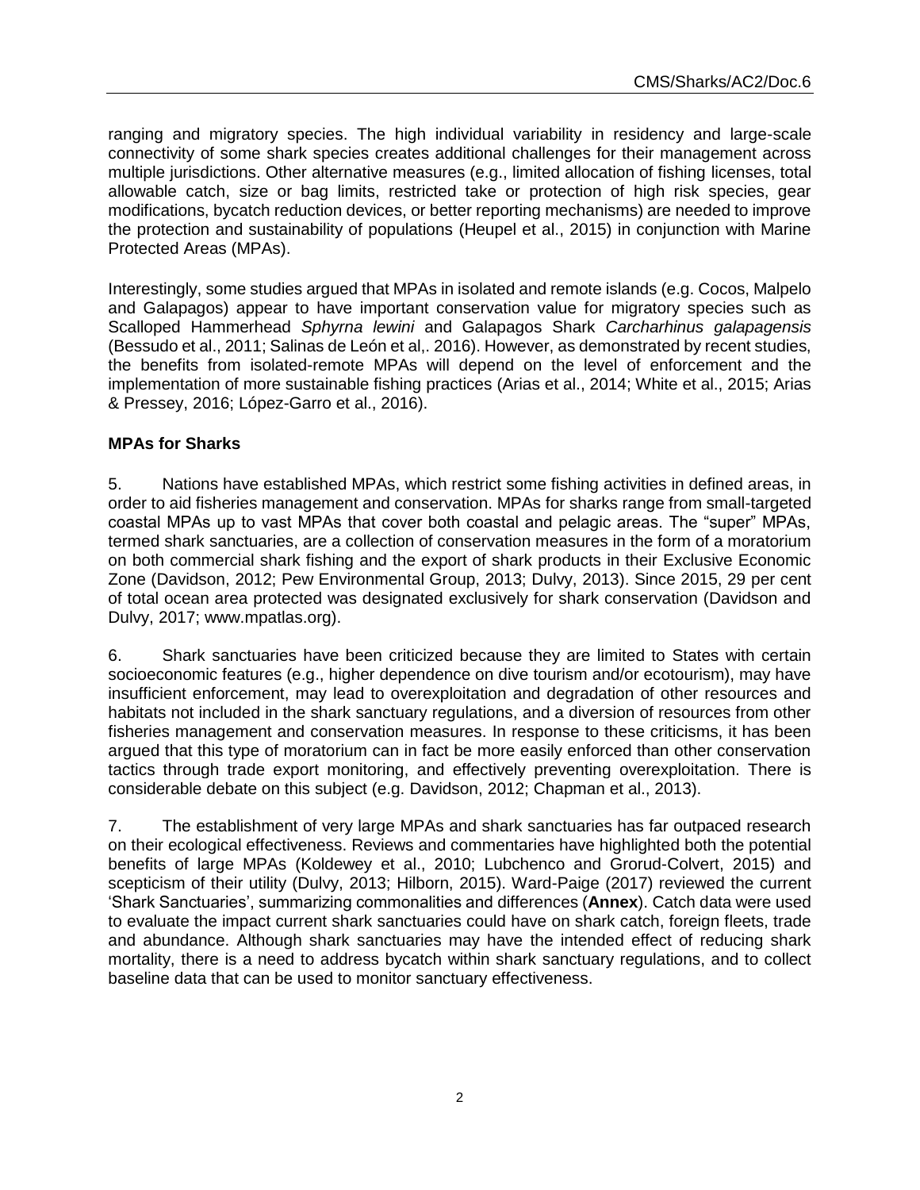ranging and migratory species. The high individual variability in residency and large-scale connectivity of some shark species creates additional challenges for their management across multiple jurisdictions. Other alternative measures (e.g., limited allocation of fishing licenses, total allowable catch, size or bag limits, restricted take or protection of high risk species, gear modifications, bycatch reduction devices, or better reporting mechanisms) are needed to improve the protection and sustainability of populations (Heupel et al., 2015) in conjunction with Marine Protected Areas (MPAs).

Interestingly, some studies argued that MPAs in isolated and remote islands (e.g. Cocos, Malpelo and Galapagos) appear to have important conservation value for migratory species such as Scalloped Hammerhead *Sphyrna lewini* and Galapagos Shark *Carcharhinus galapagensis* (Bessudo et al., 2011; Salinas de León et al,. 2016). However, as demonstrated by recent studies, the benefits from isolated-remote MPAs will depend on the level of enforcement and the implementation of more sustainable fishing practices (Arias et al., 2014; White et al., 2015; Arias & Pressey, 2016; López-Garro et al., 2016).

**MPAs for Sharks**

5. Nations have established MPAs, which restrict some fishing activities in defined areas, in order to aid fisheries management and conservation. MPAs for sharks range from small-targeted coastal MPAs up to vast MPAs that cover both coastal and pelagic areas. The "super" MPAs, termed shark sanctuaries, are a collection of conservation measures in the form of a moratorium on both commercial shark fishing and the export of shark products in their Exclusive Economic Zone (Davidson, 2012; Pew Environmental Group, 2013; Dulvy, 2013). Since 2015, 29 per cent of total ocean area protected was designated exclusively for shark conservation (Davidson and Dulvy, 2017; www.mpatlas.org).

6. Shark sanctuaries have been criticized because they are limited to States with certain socioeconomic features (e.g., higher dependence on dive tourism and/or ecotourism), may have insufficient enforcement, may lead to overexploitation and degradation of other resources and habitats not included in the shark sanctuary regulations, and a diversion of resources from other fisheries management and conservation measures. In response to these criticisms, it has been argued that this type of moratorium can in fact be more easily enforced than other conservation tactics through trade export monitoring, and effectively preventing overexploitation. There is considerable debate on this subject (e.g. Davidson, 2012; Chapman et al., 2013).

7. The establishment of very large MPAs and shark sanctuaries has far outpaced research on their ecological effectiveness. Reviews and commentaries have highlighted both the potential benefits of large MPAs (Koldewey et al., 2010; Lubchenco and Grorud-Colvert, 2015) and scepticism of their utility (Dulvy, 2013; Hilborn, 2015). Ward-Paige (2017) reviewed the current 'Shark Sanctuaries', summarizing commonalities and differences (**Annex**). Catch data were used to evaluate the impact current shark sanctuaries could have on shark catch, foreign fleets, trade and abundance. Although shark sanctuaries may have the intended effect of reducing shark mortality, there is a need to address bycatch within shark sanctuary regulations, and to collect baseline data that can be used to monitor sanctuary effectiveness.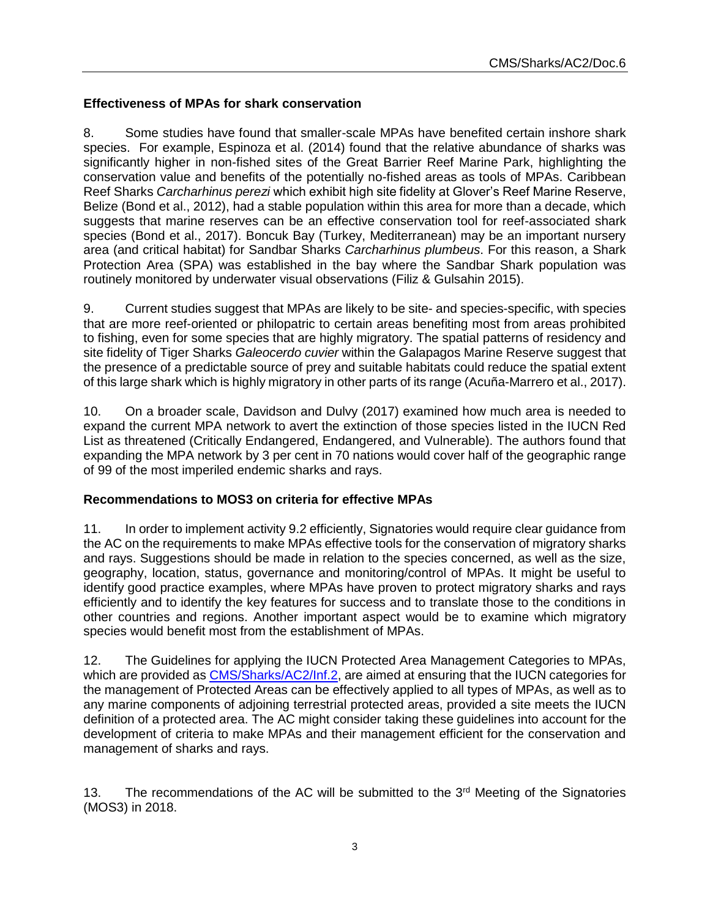## Effectiveness of MPAs for shark conservation

8. Some studies have found that smaller-scale MPAs have benefited certain inshore shark species. For example, Espinoza et al. (2014) found that the relative abundance of sharks was significantly higher in non-fished sites of the Great Barrier Reef Marine Park, highlighting the conservation value and benefits of the potentially no-fished areas as tools of MPAs. Caribbean Reef Sharks *Carcharhinus perezi* which exhibit high site fidelity at Glover's Reef Marine Reserve, Belize (Bond et al., 2012), had a stable population within this area for more than a decade, which suggests that marine reserves can be an effective conservation tool for reef-associated shark species (Bond et al., 2017). Boncuk Bay (Turkey, Mediterranean) may be an important nursery area (and critical habitat) for Sandbar Sharks *Carcharhinus plumbeus*. For this reason, a Shark Protection Area (SPA) was established in the bay where the Sandbar Shark population was routinely monitored by underwater visual observations (Filiz & Gulsahin 2015).

9. Current studies suggest that MPAs are likely to be site- and species-specific, with species that are more reef-oriented or philopatric to certain areas benefiting most from areas prohibited to fishing, even for some species that are highly migratory. The spatial patterns of residency and site fidelity of Tiger Sharks *Galeocerdo cuvier* within the Galapagos Marine Reserve suggest that the presence of a predictable source of prey and suitable habitats could reduce the spatial extent of this large shark which is highly migratory in other parts of its range (Acuña-Marrero et al., 2017).

10. On a broader scale, Davidson and Dulvy (2017) examined how much area is needed to expand the current MPA network to avert the extinction of those species listed in the IUCN Red List as threatened (Critically Endangered, Endangered, and Vulnerable). The authors found that expanding the MPA network by 3 per cent in 70 nations would cover half of the geographic range of 99 of the most imperiled endemic sharks and rays.

## Recommendations to MOS3 on criteria for effective MPAs

11. In order to implement activity 9.2 efficiently, Signatories would require clear guidance from the AC on the requirements to make MPAs effective tools for the conservation of migratory sharks and rays. Suggestions should be made in relation to the species concerned, as well as the size, geography, location, status, governance and monitoring/control of MPAs. It might be useful to identify good practice examples, where MPAs have proven to protect migratory sharks and rays efficiently and to identify the key features for success and to translate those to the conditions in other countries and regions. Another important aspect would be to examine which migratory species would benefit most from the establishment of MPAs.

12. The Guidelines for applying the IUCN Protected Area Management Categories to MPAs, which are provided as CMS/Sharks/AC2/Inf.2, are aimed at ensuring that the IUCN categories for the management of Protected Areas can be effectively applied to all types of MPAs, as well as to any marine components of adjoining terrestrial protected areas, provided a site meets the IUCN definition of a protected area. The AC might consider taking these guidelines into account for the development of criteria to make MPAs and their management efficient for the conservation and management of sharks and rays.

13. The recommendations of the AC will be submitted to the 3rd Meeting of the Signatories (MOS3) in 2018.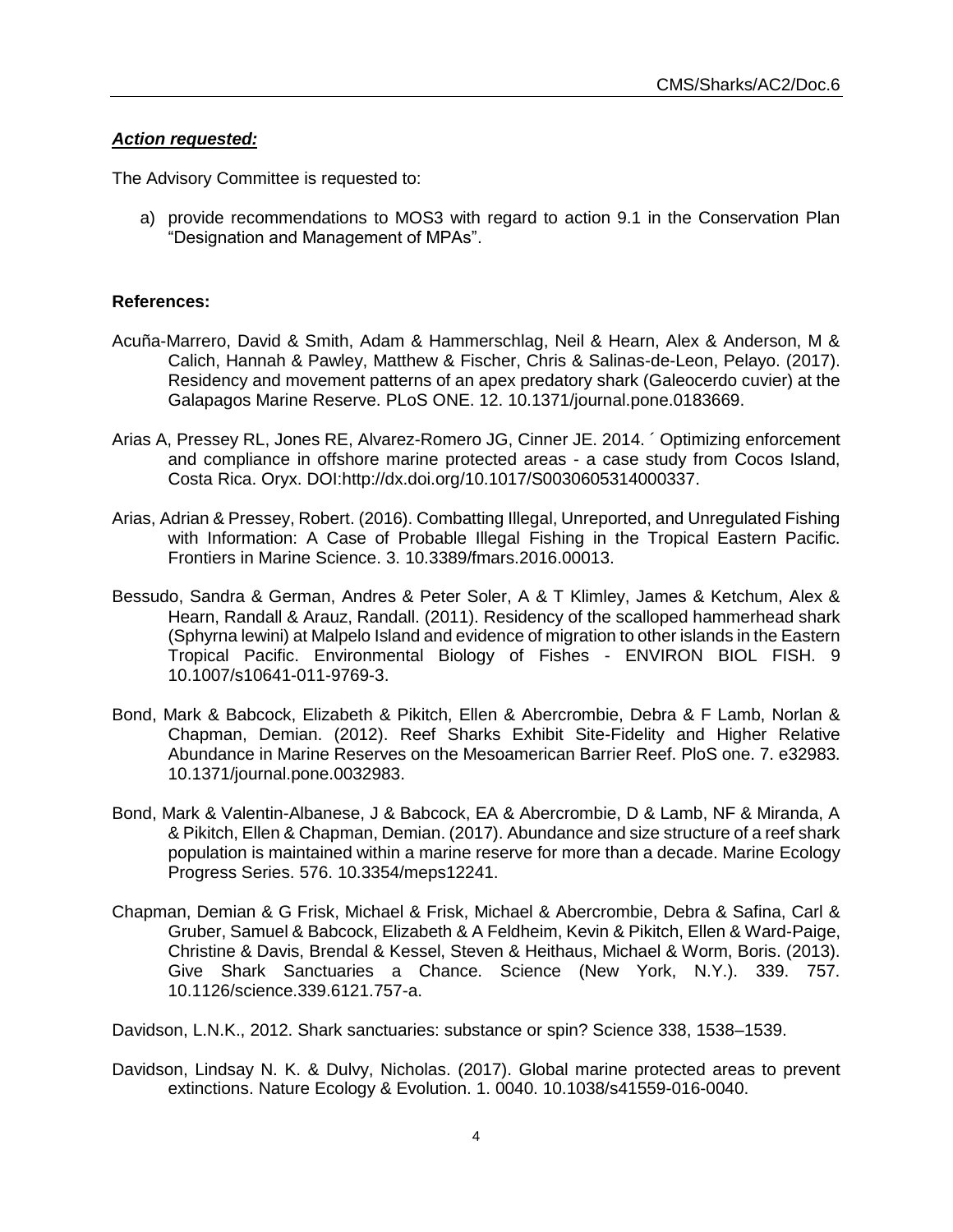***Action requested:***

The Advisory Committee is requested to:

a) provide recommendations to MOS3 with regard to action 9.1 in the Conservation Plan "Designation and Management of MPAs".

**References:**

Acuña-Marrero, David & Smith, Adam & Hammerschlag, Neil & Hearn, Alex & Anderson, M & Calich, Hannah & Pawley, Matthew & Fischer, Chris & Salinas-de-Leon, Pelayo. (2017). Residency and movement patterns of an apex predatory shark (Galeocerdo cuvier) at the Galapagos Marine Reserve. PLoS ONE. 12. 10.1371/journal.pone.0183669.

Arias A, Pressey RL, Jones RE, Alvarez-Romero JG, Cinner JE. 2014. ´ Optimizing enforcement and compliance in offshore marine protected areas - a case study from Cocos Island, Costa Rica. Oryx. DOI:http://dx.doi.org/10.1017/S0030605314000337.

Arias, Adrian & Pressey, Robert. (2016). Combatting Illegal, Unreported, and Unregulated Fishing with Information: A Case of Probable Illegal Fishing in the Tropical Eastern Pacific. Frontiers in Marine Science. 3. 10.3389/fmars.2016.00013.

Bessudo, Sandra & German, Andres & Peter Soler, A & T Klimley, James & Ketchum, Alex & Hearn, Randall & Arauz, Randall. (2011). Residency of the scalloped hammerhead shark (Sphyrna lewini) at Malpelo Island and evidence of migration to other islands in the Eastern Tropical Pacific. Environmental Biology of Fishes - ENVIRON BIOL FISH. 9 10.1007/s10641-011-9769-3.

Bond, Mark & Babcock, Elizabeth & Pikitch, Ellen & Abercrombie, Debra & F Lamb, Norlan & Chapman, Demian. (2012). Reef Sharks Exhibit Site-Fidelity and Higher Relative Abundance in Marine Reserves on the Mesoamerican Barrier Reef. PloS one. 7. e32983. 10.1371/journal.pone.0032983.

Bond, Mark & Valentin-Albanese, J & Babcock, EA & Abercrombie, D & Lamb, NF & Miranda, A & Pikitch, Ellen & Chapman, Demian. (2017). Abundance and size structure of a reef shark population is maintained within a marine reserve for more than a decade. Marine Ecology Progress Series. 576. 10.3354/meps12241.

Chapman, Demian & G Frisk, Michael & Frisk, Michael & Abercrombie, Debra & Safina, Carl & Gruber, Samuel & Babcock, Elizabeth & A Feldheim, Kevin & Pikitch, Ellen & Ward-Paige, Christine & Davis, Brendal & Kessel, Steven & Heithaus, Michael & Worm, Boris. (2013). Give Shark Sanctuaries a Chance. Science (New York, N.Y.). 339. 757. 10.1126/science.339.6121.757-a.

Davidson, L.N.K., 2012. Shark sanctuaries: substance or spin? Science 338, 1538–1539.

Davidson, Lindsay N. K. & Dulvy, Nicholas. (2017). Global marine protected areas to prevent extinctions. Nature Ecology & Evolution. 1. 0040. 10.1038/s41559-016-0040.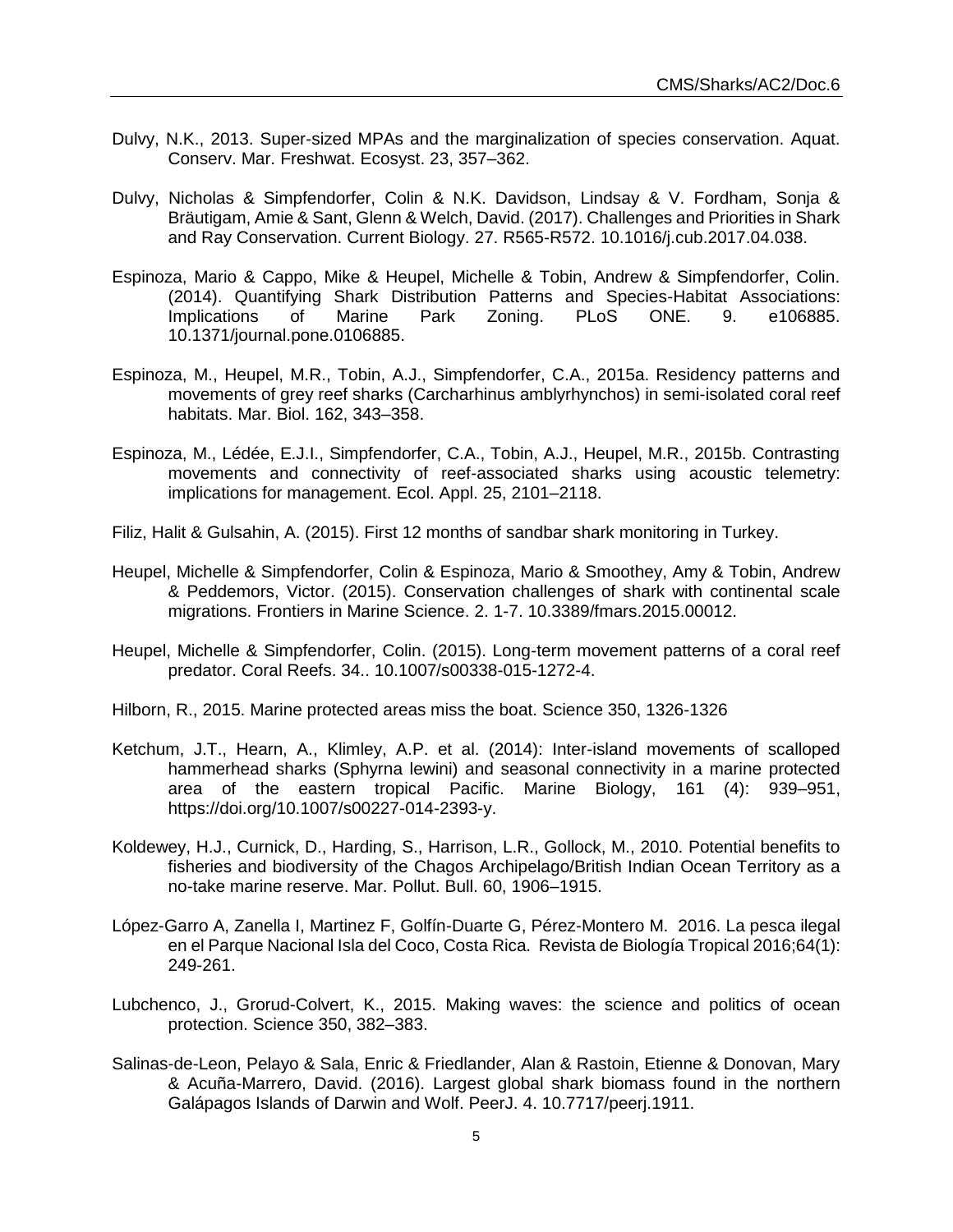Dulvy, N.K., 2013. Super-sized MPAs and the marginalization of species conservation. Aquat. Conserv. Mar. Freshwat. Ecosyst. 23, 357–362.

Dulvy, Nicholas & Simpfendorfer, Colin & N.K. Davidson, Lindsay & V. Fordham, Sonja & Bräutigam, Amie & Sant, Glenn & Welch, David. (2017). Challenges and Priorities in Shark and Ray Conservation. Current Biology. 27. R565-R572. 10.1016/j.cub.2017.04.038.

Espinoza, Mario & Cappo, Mike & Heupel, Michelle & Tobin, Andrew & Simpfendorfer, Colin. (2014). Quantifying Shark Distribution Patterns and Species-Habitat Associations: Implications of Marine Park Zoning. PLoS ONE. 9. e106885. 10.1371/journal.pone.0106885.

Espinoza, M., Heupel, M.R., Tobin, A.J., Simpfendorfer, C.A., 2015a. Residency patterns and movements of grey reef sharks (Carcharhinus amblyrhynchos) in semi-isolated coral reef habitats. Mar. Biol. 162, 343–358.

Espinoza, M., Lédée, E.J.I., Simpfendorfer, C.A., Tobin, A.J., Heupel, M.R., 2015b. Contrasting movements and connectivity of reef-associated sharks using acoustic telemetry: implications for management. Ecol. Appl. 25, 2101–2118.

Filiz, Halit & Gulsahin, A. (2015). First 12 months of sandbar shark monitoring in Turkey.

Heupel, Michelle & Simpfendorfer, Colin & Espinoza, Mario & Smoothey, Amy & Tobin, Andrew & Peddemors, Victor. (2015). Conservation challenges of shark with continental scale migrations. Frontiers in Marine Science. 2. 1-7. 10.3389/fmars.2015.00012.

Heupel, Michelle & Simpfendorfer, Colin. (2015). Long-term movement patterns of a coral reef predator. Coral Reefs. 34.. 10.1007/s00338-015-1272-4.

Hilborn, R., 2015. Marine protected areas miss the boat. Science 350, 1326-1326

Ketchum, J.T., Hearn, A., Klimley, A.P. et al. (2014): Inter-island movements of scalloped hammerhead sharks (Sphyrna lewini) and seasonal connectivity in a marine protected area of the eastern tropical Pacific. Marine Biology, 161 (4): 939–951, https://doi.org/10.1007/s00227-014-2393-y.

Koldewey, H.J., Curnick, D., Harding, S., Harrison, L.R., Gollock, M., 2010. Potential benefits to fisheries and biodiversity of the Chagos Archipelago/British Indian Ocean Territory as a no-take marine reserve. Mar. Pollut. Bull. 60, 1906–1915.

López-Garro A, Zanella I, Martinez F, Golfín-Duarte G, Pérez-Montero M. 2016. La pesca ilegal en el Parque Nacional Isla del Coco, Costa Rica. Revista de Biología Tropical 2016;64(1): 249-261.

Lubchenco, J., Grorud-Colvert, K., 2015. Making waves: the science and politics of ocean protection. Science 350, 382–383.

Salinas-de-Leon, Pelayo & Sala, Enric & Friedlander, Alan & Rastoin, Etienne & Donovan, Mary & Acuña-Marrero, David. (2016). Largest global shark biomass found in the northern Galápagos Islands of Darwin and Wolf. PeerJ. 4. 10.7717/peerj.1911.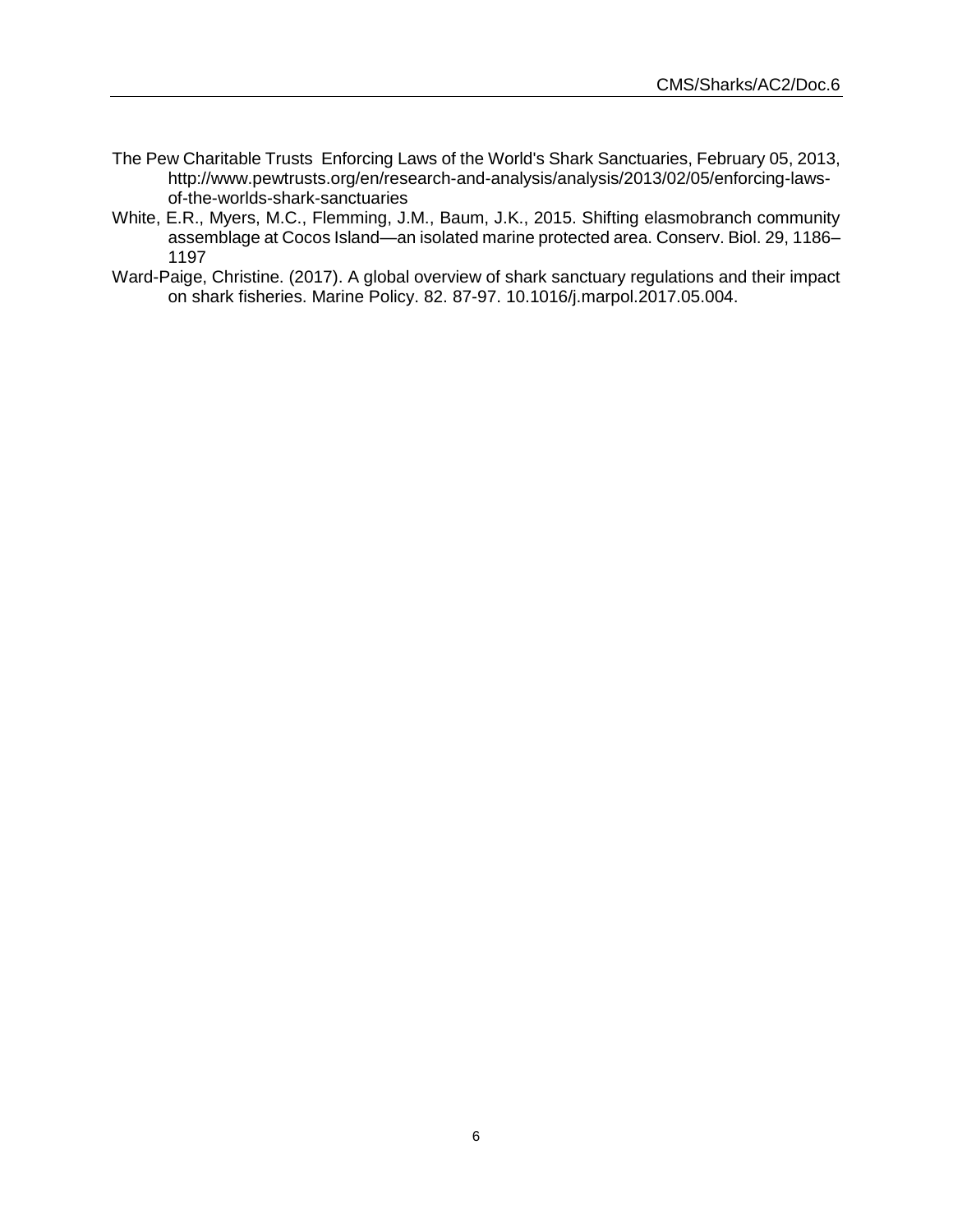The Pew Charitable Trusts Enforcing Laws of the World's Shark Sanctuaries, February 05, 2013, http://www.pewtrusts.org/en/research-and-analysis/analysis/2013/02/05/enforcing-laws-of-the-worlds-shark-sanctuaries

White, E.R., Myers, M.C., Flemming, J.M., Baum, J.K., 2015. Shifting elasmobranch community assemblage at Cocos Island—an isolated marine protected area. Conserv. Biol. 29, 1186–1197

Ward-Paige, Christine. (2017). A global overview of shark sanctuary regulations and their impact on shark fisheries. Marine Policy. 82. 87-97. 10.1016/j.marpol.2017.05.004.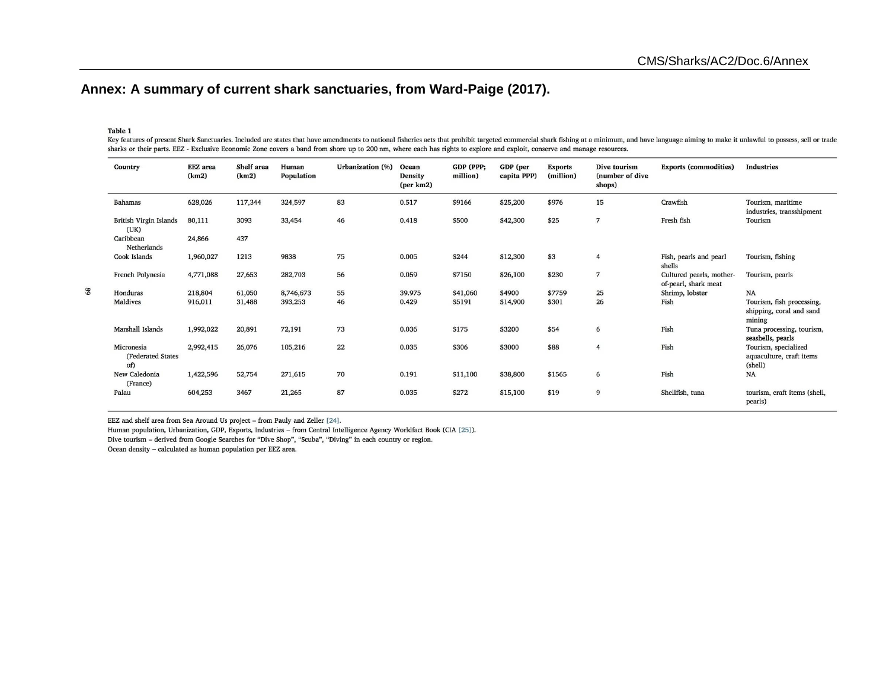## Annex: A summary of current shark sanctuaries, from Ward-Paige (2017).

**Table 1**
Key features of present Shark Sanctuaries. Included are states that have amendments to national fisheries acts that prohibit targeted commercial shark fishing at a minimum, and have language aiming to make it unlawful to possess, sell or trade sharks or their parts. EEZ - Exclusive Economic Zone covers a band from shore up to 200 nm, where each has rights to explore and exploit, conserve and manage resources.

| Country | EEZ area (km2) | Shelf area (km2) | Human Population | Urbanization (%) | Ocean Density (per km2) | GDP (PPP; million) | GDP (per capita PPP) | Exports (million) | Dive tourism (number of dive shops) | Exports (commodities) | Industries |
|---|---|---|---|---|---|---|---|---|---|---|---|
| Bahamas | 628,026 | 117,344 | 324,597 | 83 | 0.517 | $9166 | $25,200 | $976 | 15 | Crawfish | Tourism, maritime industries, transshipment |
| British Virgin Islands (UK) | 80,111 | 3093 | 33,454 | 46 | 0.418 | $500 | $42,300 | $25 | 7 | Fresh fish | Tourism |
| Caribbean Netherlands | 24,866 | 437 | | | | | | | | | |
| Cook Islands | 1,960,027 | 1213 | 9838 | 75 | 0.005 | $244 | $12,300 | $3 | 4 | Fish, pearls and pearl shells | Tourism, fishing |
| French Polynesia | 4,771,088 | 27,653 | 282,703 | 56 | 0.059 | $7150 | $26,100 | $230 | 7 | Cultured pearls, mother-of-pearl, shark meat | Tourism, pearls |
| Honduras | 218,804 | 61,050 | 8,746,673 | 55 | 39.975 | $41,060 | $4900 | $7759 | 25 | Shrimp, lobster | NA |
| Maldives | 916,011 | 31,488 | 393,253 | 46 | 0.429 | $5191 | $14,900 | $301 | 26 | Fish | Tourism, fish processing, shipping, coral and sand mining |
| Marshall Islands | 1,992,022 | 20,891 | 72,191 | 73 | 0.036 | $175 | $3200 | $54 | 6 | Fish | Tuna processing, tourism, seashells, pearls |
| Micronesia (Federated States of) | 2,992,415 | 26,076 | 105,216 | 22 | 0.035 | $306 | $3000 | $88 | 4 | Fish | Tourism, specialized aquaculture, craft items (shell) |
| New Caledonia (France) | 1,422,596 | 52,754 | 271,615 | 70 | 0.191 | $11,100 | $38,800 | $1565 | 6 | Fish | NA |
| Palau | 604,253 | 3467 | 21,265 | 87 | 0.035 | $272 | $15,100 | $19 | 9 | Shellfish, tuna | tourism, craft items (shell, pearls) |

EEZ and shelf area from Sea Around Us project – from Pauly and Zeller [24].
Human population, Urbanization, GDP, Exports, Industries – from Central Intelligence Agency Worldfact Book (CIA [25]).
Dive tourism – derived from Google Searches for "Dive Shop", "Scuba", "Diving" in each country or region.
Ocean density – calculated as human population per EEZ area.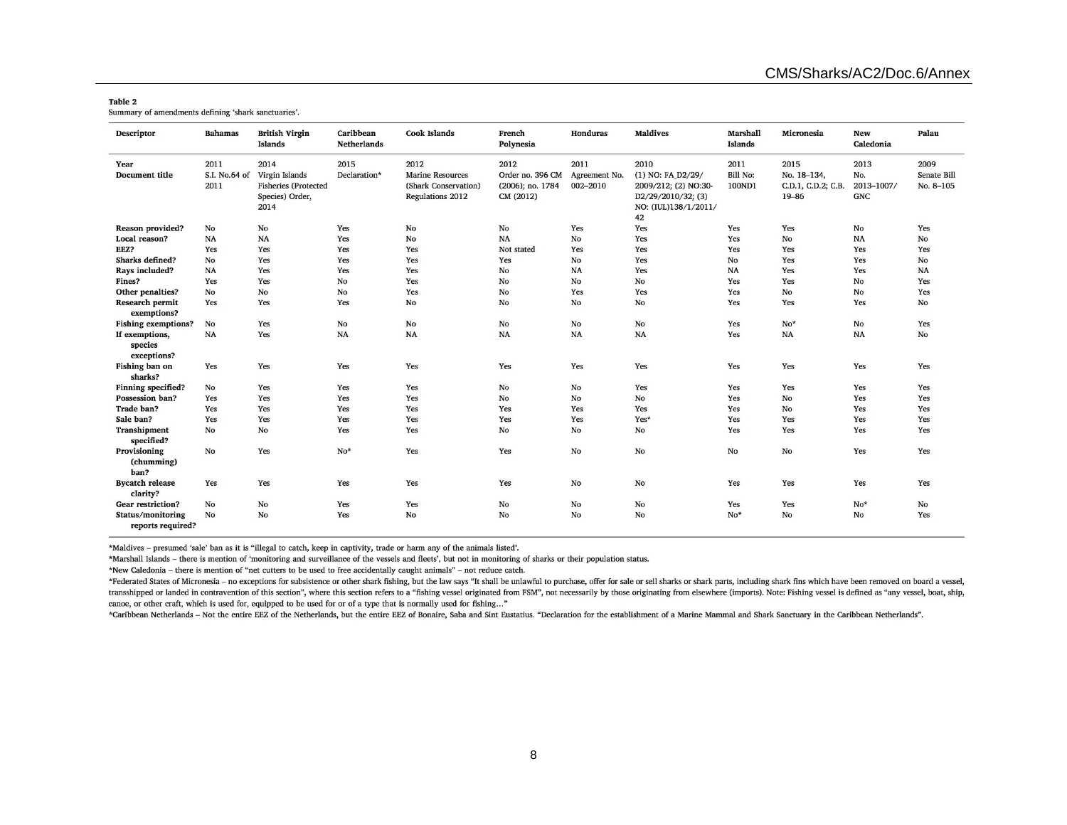**Table 2**
Summary of amendments defining 'shark sanctuaries'.

| Descriptor | Bahamas | British Virgin Islands | Caribbean Netherlands | Cook Islands | French Polynesia | Honduras | Maldives | Marshall Islands | Micronesia | New Caledonia | Palau |
|---|---|---|---|---|---|---|---|---|---|---|---|
| Year | 2011 | 2014 | 2015 | 2012 | 2012 | 2011 | 2010 | 2011 | 2015 | 2013 | 2009 |
| Document title | S.I. No.64 of 2011 | Virgin Islands Fisheries (Protected Species) Order, 2014 | Declaration* | Marine Resources (Shark Conservation) Regulations 2012 | Order no. 396 CM (2006); no. 1784 CM (2012) | Agreement No. 002–2010 | (1) NO: FA_D2/29/2009/212; (2) NO:30-D2/29/2010/32; (3) NO: (IUL)138/1/2011/42 | Bill No: 100ND1 | No. 18–134, C.D.1, C.D.2; C.B. 19–86 | No. 2013–1007/GNC | Senate Bill No. 8–105 |
| Reason provided? | No | No | Yes | No | No | Yes | Yes | Yes | Yes | No | Yes |
| Local reason? | NA | NA | Yes | No | NA | No | Yes | Yes | No | NA | No |
| EEZ? | Yes | Yes | Yes | Yes | Not stated | Yes | Yes | Yes | Yes | Yes | Yes |
| Sharks defined? | No | Yes | Yes | Yes | Yes | No | Yes | No | Yes | Yes | No |
| Rays included? | NA | Yes | Yes | Yes | No | NA | Yes | NA | Yes | Yes | NA |
| Fines? | Yes | Yes | No | Yes | No | No | No | Yes | Yes | No | Yes |
| Other penalties? | No | No | No | Yes | No | Yes | Yes | Yes | No | No | Yes |
| Research permit exemptions? | Yes | Yes | Yes | No | No | No | No | Yes | Yes | Yes | No |
| Fishing exemptions? | No | Yes | No | No | No | No | No | Yes | No* | No | Yes |
| If exemptions, species exceptions? | NA | Yes | NA | NA | NA | NA | NA | Yes | NA | NA | No |
| Fishing ban on sharks? | Yes | Yes | Yes | Yes | Yes | Yes | Yes | Yes | Yes | Yes | Yes |
| Finning specified? | No | Yes | Yes | Yes | No | No | Yes | Yes | Yes | Yes | Yes |
| Possession ban? | Yes | Yes | Yes | Yes | No | No | No | Yes | No | Yes | Yes |
| Trade ban? | Yes | Yes | Yes | Yes | Yes | Yes | Yes | Yes | No | Yes | Yes |
| Sale ban? | Yes | Yes | Yes | Yes | Yes | Yes | Yes* | Yes | Yes | Yes | Yes |
| Transhipment specified? | No | No | Yes | Yes | No | No | No | Yes | Yes | Yes | Yes |
| Provisioning (chumming) ban? | No | Yes | No* | Yes | Yes | No | No | No | No | Yes | Yes |
| Bycatch release clarity? | Yes | Yes | Yes | Yes | Yes | No | No | Yes | Yes | Yes | Yes |
| Gear restriction? | No | No | Yes | Yes | No | No | No | Yes | Yes | No* | No |
| Status/monitoring reports required? | No | No | Yes | No | No | No | No | No* | No | No | Yes |

*Maldives – presumed 'sale' ban as it is "illegal to catch, keep in captivity, trade or harm any of the animals listed".

*Marshall Islands – there is mention of 'monitoring and surveillance of the vessels and fleets', but not in monitoring of sharks or their population status.

*New Caledonia – there is mention of "net cutters to be used to free accidentally caught animals" – not reduce catch.

*Federated States of Micronesia – no exceptions for subsistence or other shark fishing, but the law says "It shall be unlawful to purchase, offer for sale or sell sharks or shark parts, including shark fins which have been removed on board a vessel, transshipped or landed in contravention of this section", where this section refers to a "fishing vessel originated from FSM", not necessarily by those originating from elsewhere (imports). Note: Fishing vessel is defined as "any vessel, boat, ship, canoe, or other craft, which is used for, equipped to be used for or of a type that is normally used for fishing…"

*Caribbean Netherlands – Not the entire EEZ of the Netherlands, but the entire EEZ of Bonaire, Saba and Sint Eustatius. "Declaration for the establishment of a Marine Mammal and Shark Sanctuary in the Caribbean Netherlands".